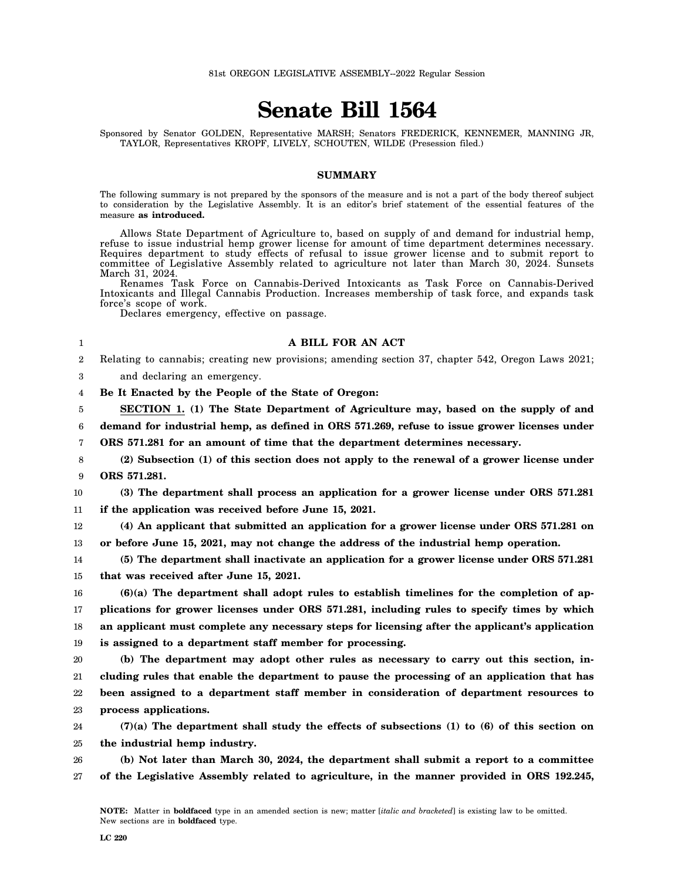81st OREGON LEGISLATIVE ASSEMBLY--2022 Regular Session

# Senate Bill 1564

Sponsored by Senator GOLDEN, Representative MARSH; Senators FREDERICK, KENNEMER, MANNING JR, TAYLOR, Representatives KROPF, LIVELY, SCHOUTEN, WILDE (Presession filed.)

## SUMMARY

The following summary is not prepared by the sponsors of the measure and is not a part of the body thereof subject to consideration by the Legislative Assembly. It is an editor's brief statement of the essential features of the measure **as introduced.**

Allows State Department of Agriculture to, based on supply of and demand for industrial hemp, refuse to issue industrial hemp grower license for amount of time department determines necessary. Requires department to study effects of refusal to issue grower license and to submit report to committee of Legislative Assembly related to agriculture not later than March 30, 2024. Sunsets March 31, 2024.

Renames Task Force on Cannabis-Derived Intoxicants as Task Force on Cannabis-Derived Intoxicants and Illegal Cannabis Production. Increases membership of task force, and expands task force's scope of work.

Declares emergency, effective on passage.

**A BILL FOR AN ACT**

Relating to cannabis; creating new provisions; amending section 37, chapter 542, Oregon Laws 2021; and declaring an emergency.

**Be It Enacted by the People of the State of Oregon:**

**SECTION 1. (1) The State Department of Agriculture may, based on the supply of and demand for industrial hemp, as defined in ORS 571.269, refuse to issue grower licenses under ORS 571.281 for an amount of time that the department determines necessary.**

**(2) Subsection (1) of this section does not apply to the renewal of a grower license under ORS 571.281.**

**(3) The department shall process an application for a grower license under ORS 571.281 if the application was received before June 15, 2021.**

**(4) An applicant that submitted an application for a grower license under ORS 571.281 on or before June 15, 2021, may not change the address of the industrial hemp operation.**

**(5) The department shall inactivate an application for a grower license under ORS 571.281 that was received after June 15, 2021.**

**(6)(a) The department shall adopt rules to establish timelines for the completion of applications for grower licenses under ORS 571.281, including rules to specify times by which an applicant must complete any necessary steps for licensing after the applicant's application is assigned to a department staff member for processing.**

**(b) The department may adopt other rules as necessary to carry out this section, including rules that enable the department to pause the processing of an application that has been assigned to a department staff member in consideration of department resources to process applications.**

**(7)(a) The department shall study the effects of subsections (1) to (6) of this section on the industrial hemp industry.**

**(b) Not later than March 30, 2024, the department shall submit a report to a committee of the Legislative Assembly related to agriculture, in the manner provided in ORS 192.245,**

**NOTE:** Matter in **boldfaced** type in an amended section is new; matter [*italic and bracketed*] is existing law to be omitted. New sections are in **boldfaced** type.

LC 220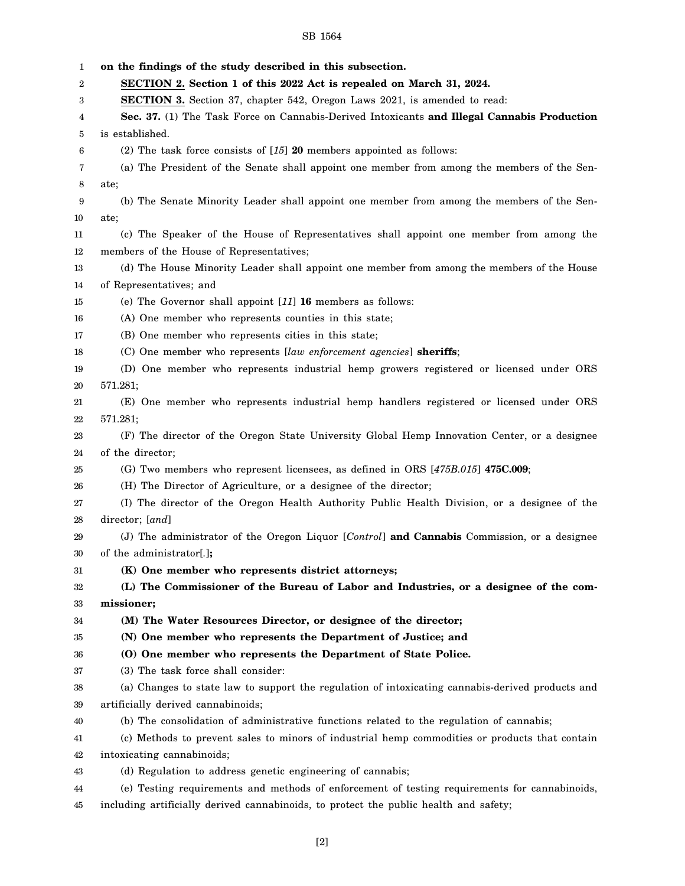**on the findings of the study described in this subsection.**

**SECTION 2. Section 1 of this 2022 Act is repealed on March 31, 2024.**

**SECTION 3.** Section 37, chapter 542, Oregon Laws 2021, is amended to read:

**Sec. 37.** (1) The Task Force on Cannabis-Derived Intoxicants **and Illegal Cannabis Production** is established.

(2) The task force consists of [*15*] **20** members appointed as follows:

(a) The President of the Senate shall appoint one member from among the members of the Senate;

(b) The Senate Minority Leader shall appoint one member from among the members of the Senate;

(c) The Speaker of the House of Representatives shall appoint one member from among the members of the House of Representatives;

(d) The House Minority Leader shall appoint one member from among the members of the House of Representatives; and

(e) The Governor shall appoint [*11*] **16** members as follows:

(A) One member who represents counties in this state;

(B) One member who represents cities in this state;

(C) One member who represents [*law enforcement agencies*] **sheriffs**;

(D) One member who represents industrial hemp growers registered or licensed under ORS 571.281;

(E) One member who represents industrial hemp handlers registered or licensed under ORS 571.281;

(F) The director of the Oregon State University Global Hemp Innovation Center, or a designee of the director;

(G) Two members who represent licensees, as defined in ORS [*475B.015*] **475C.009**;

(H) The Director of Agriculture, or a designee of the director;

(I) The director of the Oregon Health Authority Public Health Division, or a designee of the director; [*and*]

(J) The administrator of the Oregon Liquor [*Control*] **and Cannabis** Commission, or a designee of the administrator[*.*]**;**

**(K) One member who represents district attorneys;**

**(L) The Commissioner of the Bureau of Labor and Industries, or a designee of the commissioner;**

**(M) The Water Resources Director, or designee of the director;**

**(N) One member who represents the Department of Justice; and**

**(O) One member who represents the Department of State Police.**

(3) The task force shall consider:

(a) Changes to state law to support the regulation of intoxicating cannabis-derived products and artificially derived cannabinoids;

(b) The consolidation of administrative functions related to the regulation of cannabis;

(c) Methods to prevent sales to minors of industrial hemp commodities or products that contain intoxicating cannabinoids;

(d) Regulation to address genetic engineering of cannabis;

(e) Testing requirements and methods of enforcement of testing requirements for cannabinoids, including artificially derived cannabinoids, to protect the public health and safety;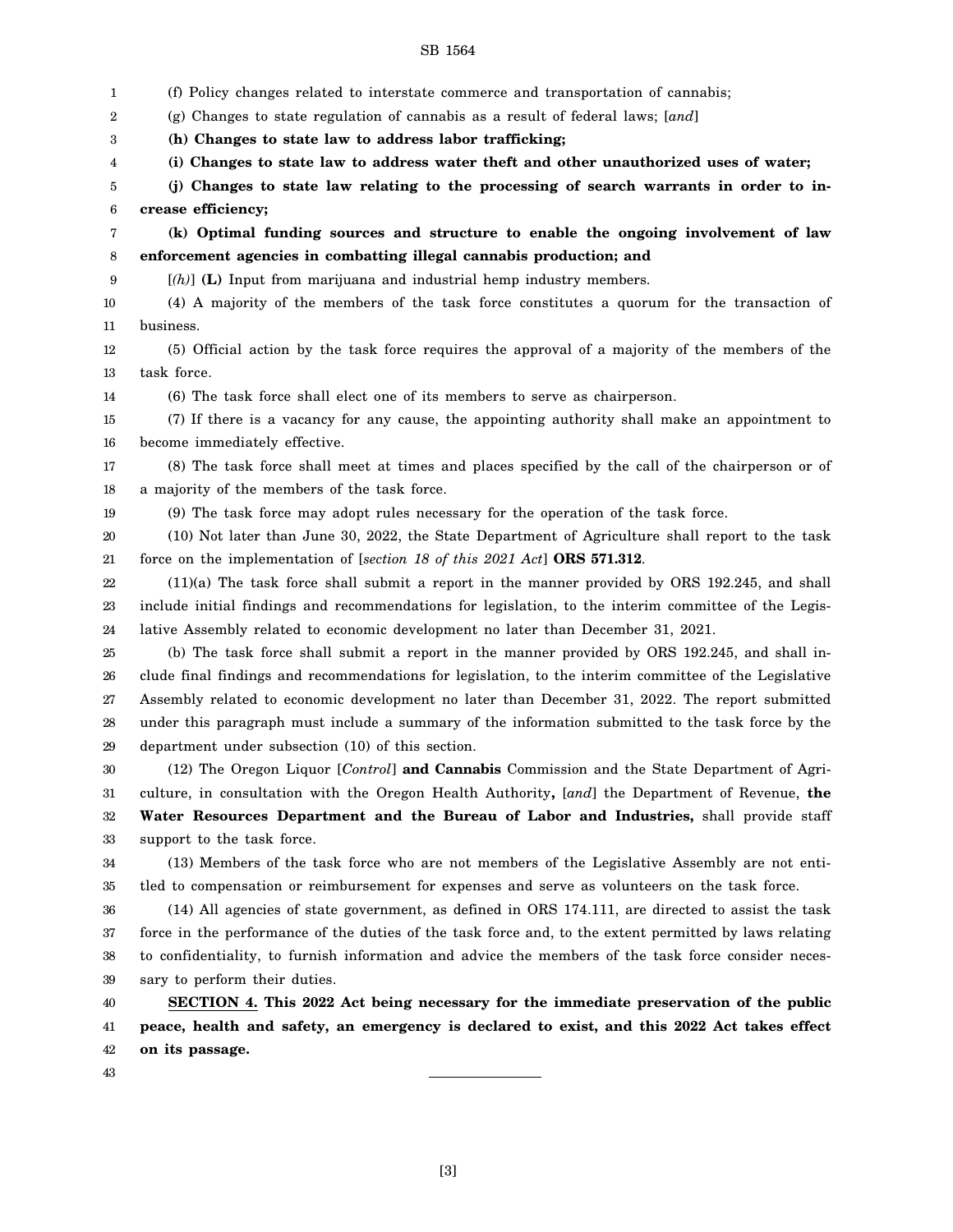(f) Policy changes related to interstate commerce and transportation of cannabis;

(g) Changes to state regulation of cannabis as a result of federal laws; [*and*]

**(h) Changes to state law to address labor trafficking;**

**(i) Changes to state law to address water theft and other unauthorized uses of water;**

**(j) Changes to state law relating to the processing of search warrants in order to increase efficiency;**

**(k) Optimal funding sources and structure to enable the ongoing involvement of law enforcement agencies in combatting illegal cannabis production; and**

[*(h)*] **(L)** Input from marijuana and industrial hemp industry members.

(4) A majority of the members of the task force constitutes a quorum for the transaction of business.

(5) Official action by the task force requires the approval of a majority of the members of the task force.

(6) The task force shall elect one of its members to serve as chairperson.

(7) If there is a vacancy for any cause, the appointing authority shall make an appointment to become immediately effective.

(8) The task force shall meet at times and places specified by the call of the chairperson or of a majority of the members of the task force.

(9) The task force may adopt rules necessary for the operation of the task force.

(10) Not later than June 30, 2022, the State Department of Agriculture shall report to the task force on the implementation of [*section 18 of this 2021 Act*] **ORS 571.312**.

(11)(a) The task force shall submit a report in the manner provided by ORS 192.245, and shall include initial findings and recommendations for legislation, to the interim committee of the Legislative Assembly related to economic development no later than December 31, 2021.

(b) The task force shall submit a report in the manner provided by ORS 192.245, and shall include final findings and recommendations for legislation, to the interim committee of the Legislative Assembly related to economic development no later than December 31, 2022. The report submitted under this paragraph must include a summary of the information submitted to the task force by the department under subsection (10) of this section.

(12) The Oregon Liquor [*Control*] **and Cannabis** Commission and the State Department of Agriculture, in consultation with the Oregon Health Authority**,** [*and*] the Department of Revenue, **the Water Resources Department and the Bureau of Labor and Industries,** shall provide staff support to the task force.

(13) Members of the task force who are not members of the Legislative Assembly are not entitled to compensation or reimbursement for expenses and serve as volunteers on the task force.

(14) All agencies of state government, as defined in ORS 174.111, are directed to assist the task force in the performance of the duties of the task force and, to the extent permitted by laws relating to confidentiality, to furnish information and advice the members of the task force consider necessary to perform their duties.

**SECTION 4. This 2022 Act being necessary for the immediate preservation of the public peace, health and safety, an emergency is declared to exist, and this 2022 Act takes effect on its passage.**